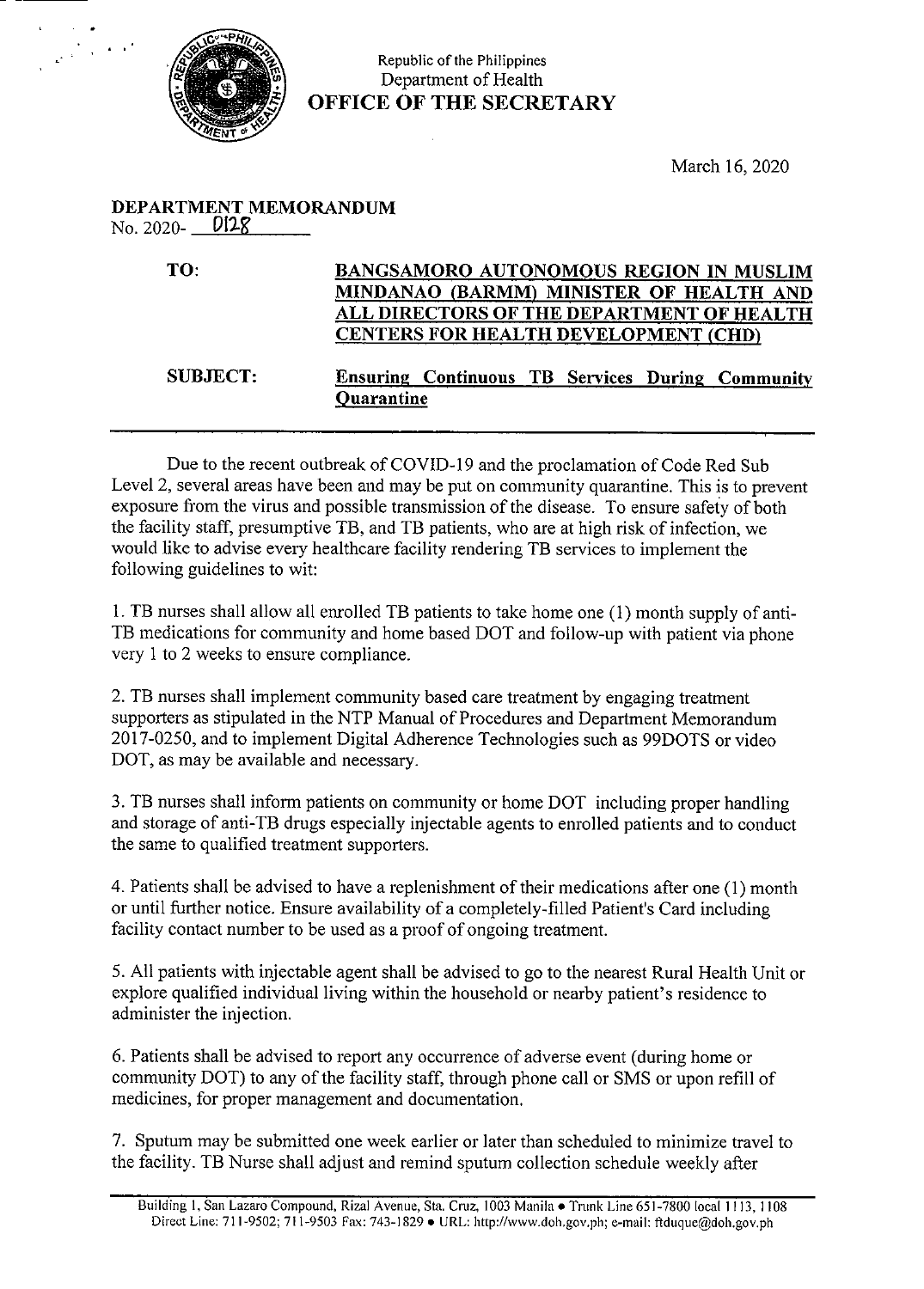Republic of the Philippines
Department of Health
**OFFICE OF THE SECRETARY**

March 16, 2020

**DEPARTMENT MEMORANDUM**
No. 2020- 0128

**TO:** **BANGSAMORO AUTONOMOUS REGION IN MUSLIM MINDANAO (BARMM) MINISTER OF HEALTH AND ALL DIRECTORS OF THE DEPARTMENT OF HEALTH CENTERS FOR HEALTH DEVELOPMENT (CHD)**

**SUBJECT:** **Ensuring Continuous TB Services During Community Quarantine**

---

Due to the recent outbreak of COVID-19 and the proclamation of Code Red Sub Level 2, several areas have been and may be put on community quarantine. This is to prevent exposure from the virus and possible transmission of the disease. To ensure safety of both the facility staff, presumptive TB, and TB patients, who are at high risk of infection, we would like to advise every healthcare facility rendering TB services to implement the following guidelines to wit:

1. TB nurses shall allow all enrolled TB patients to take home one (1) month supply of anti-TB medications for community and home based DOT and follow-up with patient via phone very 1 to 2 weeks to ensure compliance.

2. TB nurses shall implement community based care treatment by engaging treatment supporters as stipulated in the NTP Manual of Procedures and Department Memorandum 2017-0250, and to implement Digital Adherence Technologies such as 99DOTS or video DOT, as may be available and necessary.

3. TB nurses shall inform patients on community or home DOT including proper handling and storage of anti-TB drugs especially injectable agents to enrolled patients and to conduct the same to qualified treatment supporters.

4. Patients shall be advised to have a replenishment of their medications after one (1) month or until further notice. Ensure availability of a completely-filled Patient's Card including facility contact number to be used as a proof of ongoing treatment.

5. All patients with injectable agent shall be advised to go to the nearest Rural Health Unit or explore qualified individual living within the household or nearby patient's residence to administer the injection.

6. Patients shall be advised to report any occurrence of adverse event (during home or community DOT) to any of the facility staff, through phone call or SMS or upon refill of medicines, for proper management and documentation.

7. Sputum may be submitted one week earlier or later than scheduled to minimize travel to the facility. TB Nurse shall adjust and remind sputum collection schedule weekly after

Building 1, San Lazaro Compound, Rizal Avenue, Sta. Cruz, 1003 Manila • Trunk Line 651-7800 local 1113, 1108
Direct Line: 711-9502; 711-9503 Fax: 743-1829 • URL: http://www.doh.gov.ph; e-mail: ftduque@doh.gov.ph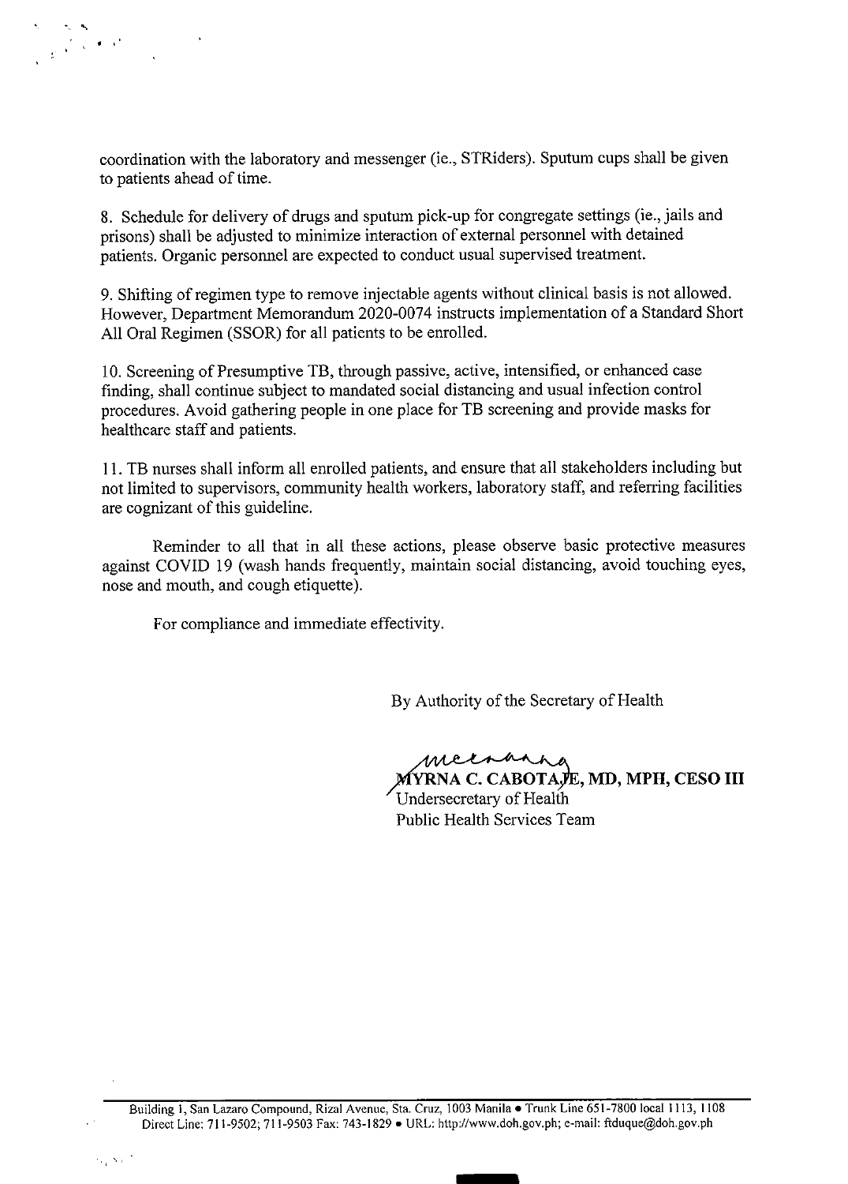coordination with the laboratory and messenger (ie., STRiders). Sputum cups shall be given to patients ahead of time.

8. Schedule for delivery of drugs and sputum pick-up for congregate settings (ie., jails and prisons) shall be adjusted to minimize interaction of external personnel with detained patients. Organic personnel are expected to conduct usual supervised treatment.

9. Shifting of regimen type to remove injectable agents without clinical basis is not allowed. However, Department Memorandum 2020-0074 instructs implementation of a Standard Short All Oral Regimen (SSOR) for all patients to be enrolled.

10. Screening of Presumptive TB, through passive, active, intensified, or enhanced case finding, shall continue subject to mandated social distancing and usual infection control procedures. Avoid gathering people in one place for TB screening and provide masks for healthcare staff and patients.

11. TB nurses shall inform all enrolled patients, and ensure that all stakeholders including but not limited to supervisors, community health workers, laboratory staff, and referring facilities are cognizant of this guideline.

Reminder to all that in all these actions, please observe basic protective measures against COVID 19 (wash hands frequently, maintain social distancing, avoid touching eyes, nose and mouth, and cough etiquette).

For compliance and immediate effectivity.

By Authority of the Secretary of Health

**MYRNA C. CABOTAJE, MD, MPH, CESO III**
Undersecretary of Health
Public Health Services Team

Building 1, San Lazaro Compound, Rizal Avenue, Sta. Cruz, 1003 Manila • Trunk Line 651-7800 local 1113, 1108
Direct Line: 711-9502; 711-9503 Fax: 743-1829 • URL: http://www.doh.gov.ph; e-mail: ftduque@doh.gov.ph